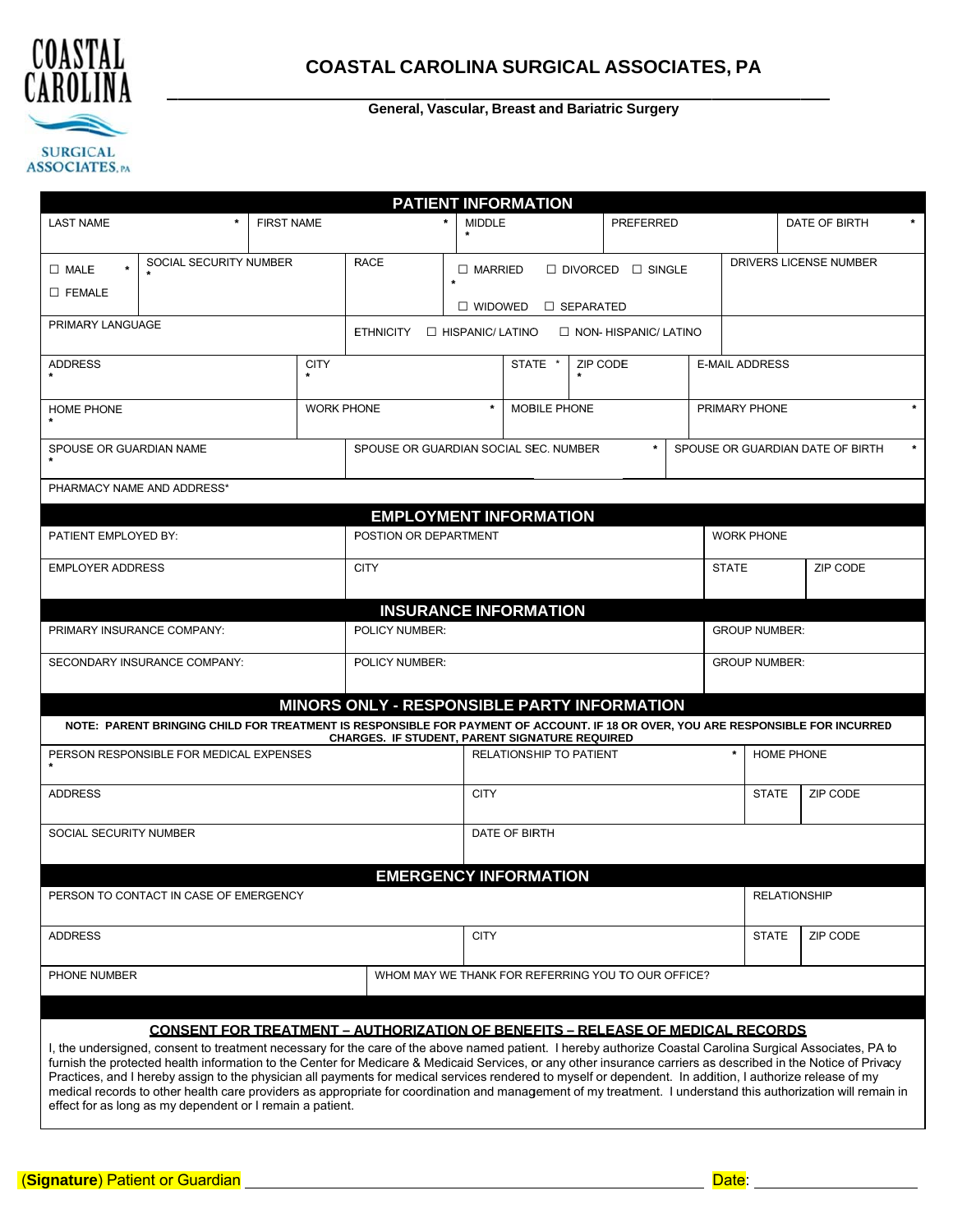# COASTAL CAROLINA SURGICAL ASSOCIATES, PA

**General, Vascular, Breast and Bariatric Surgery**

## PATIENT INFORMATION

| LAST NAME * | FIRST NAME * | MIDDLE * | PREFERRED | DATE OF BIRTH * |
|---|---|---|---|---|
| | | | | |

| ☐ MALE * ☐ FEMALE | SOCIAL SECURITY NUMBER * | RACE | ☐ MARRIED ☐ DIVORCED ☐ SINGLE * ☐ WIDOWED ☐ SEPARATED | DRIVERS LICENSE NUMBER |
|---|---|---|---|---|
| | | | | |

| PRIMARY LANGUAGE | ETHNICITY ☐ HISPANIC/ LATINO ☐ NON- HISPANIC/ LATINO | |
|---|---|---|
| | | |

| ADDRESS * | CITY * | STATE * | ZIP CODE * | E-MAIL ADDRESS |
|---|---|---|---|---|
| | | | | |

| HOME PHONE * | WORK PHONE * | MOBILE PHONE | PRIMARY PHONE * |
|---|---|---|---|
| | | | |

| SPOUSE OR GUARDIAN NAME * | SPOUSE OR GUARDIAN SOCIAL SEC. NUMBER * | SPOUSE OR GUARDIAN DATE OF BIRTH * |
|---|---|---|
| | | |

PHARMACY NAME AND ADDRESS*

## EMPLOYMENT INFORMATION

| PATIENT EMPLOYED BY: | POSTION OR DEPARTMENT | WORK PHONE | |
|---|---|---|---|
| EMPLOYER ADDRESS | CITY | STATE | ZIP CODE |

## INSURANCE INFORMATION

| PRIMARY INSURANCE COMPANY: | POLICY NUMBER: | GROUP NUMBER: |
|---|---|---|
| SECONDARY INSURANCE COMPANY: | POLICY NUMBER: | GROUP NUMBER: |

## MINORS ONLY - RESPONSIBLE PARTY INFORMATION

**NOTE: PARENT BRINGING CHILD FOR TREATMENT IS RESPONSIBLE FOR PAYMENT OF ACCOUNT. IF 18 OR OVER, YOU ARE RESPONSIBLE FOR INCURRED CHARGES. IF STUDENT, PARENT SIGNATURE REQUIRED**

| PERSON RESPONSIBLE FOR MEDICAL EXPENSES * | RELATIONSHIP TO PATIENT * | HOME PHONE | |
|---|---|---|---|
| ADDRESS | CITY | STATE | ZIP CODE |
| SOCIAL SECURITY NUMBER | DATE OF BIRTH | | |

## EMERGENCY INFORMATION

| PERSON TO CONTACT IN CASE OF EMERGENCY | | RELATIONSHIP | |
|---|---|---|---|
| ADDRESS | CITY | STATE | ZIP CODE |
| PHONE NUMBER | WHOM MAY WE THANK FOR REFERRING YOU TO OUR OFFICE? | | |

### CONSENT FOR TREATMENT – AUTHORIZATION OF BENEFITS – RELEASE OF MEDICAL RECORDS

I, the undersigned, consent to treatment necessary for the care of the above named patient. I hereby authorize Coastal Carolina Surgical Associates, PA to furnish the protected health information to the Center for Medicare & Medicaid Services, or any other insurance carriers as described in the Notice of Privacy Practices, and I hereby assign to the physician all payments for medical services rendered to myself or dependent. In addition, I authorize release of my medical records to other health care providers as appropriate for coordination and management of my treatment. I understand this authorization will remain in effect for as long as my dependent or I remain a patient.

(**Signature**) Patient or Guardian \_\_\_\_\_\_\_\_\_\_\_\_\_\_\_\_\_\_\_\_\_\_\_\_\_\_\_\_\_\_\_\_\_\_\_\_\_\_\_\_ Date: \_\_\_\_\_\_\_\_\_\_\_\_\_\_\_\_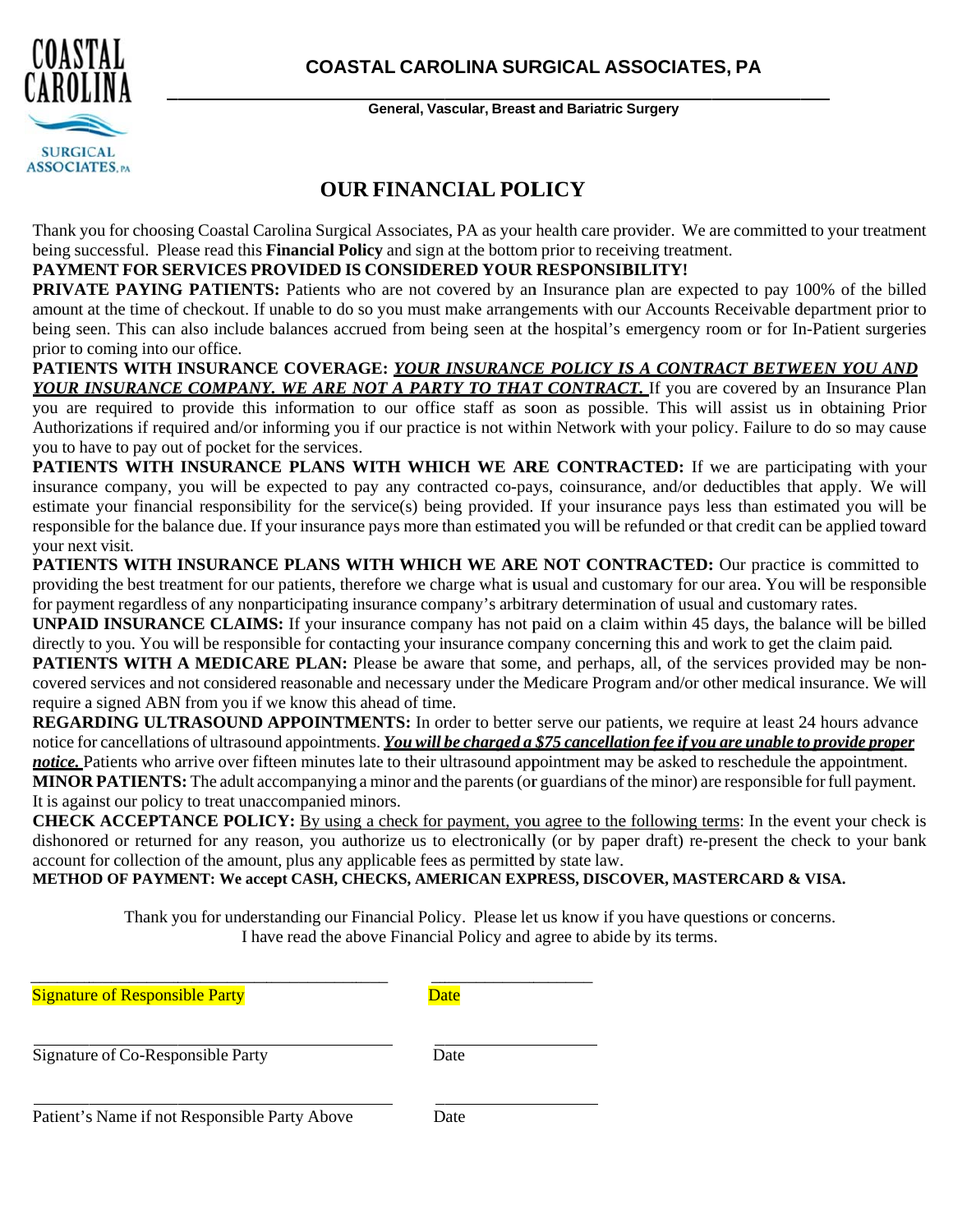# COASTAL CAROLINA SURGICAL ASSOCIATES, PA

**General, Vascular, Breast and Bariatric Surgery**

## OUR FINANCIAL POLICY

Thank you for choosing Coastal Carolina Surgical Associates, PA as your health care provider. We are committed to your treatment being successful. Please read this **Financial Policy** and sign at the bottom prior to receiving treatment.

**PAYMENT FOR SERVICES PROVIDED IS CONSIDERED YOUR RESPONSIBILITY!**

**PRIVATE PAYING PATIENTS:** Patients who are not covered by an Insurance plan are expected to pay 100% of the billed amount at the time of checkout. If unable to do so you must make arrangements with our Accounts Receivable department prior to being seen. This can also include balances accrued from being seen at the hospital's emergency room or for In-Patient surgeries prior to coming into our office.

**PATIENTS WITH INSURANCE COVERAGE:** ***YOUR INSURANCE POLICY IS A CONTRACT BETWEEN YOU AND YOUR INSURANCE COMPANY. WE ARE NOT A PARTY TO THAT CONTRACT.*** If you are covered by an Insurance Plan you are required to provide this information to our office staff as soon as possible. This will assist us in obtaining Prior Authorizations if required and/or informing you if our practice is not within Network with your policy. Failure to do so may cause you to have to pay out of pocket for the services.

**PATIENTS WITH INSURANCE PLANS WITH WHICH WE ARE CONTRACTED:** If we are participating with your insurance company, you will be expected to pay any contracted co-pays, coinsurance, and/or deductibles that apply. We will estimate your financial responsibility for the service(s) being provided. If your insurance pays less than estimated you will be responsible for the balance due. If your insurance pays more than estimated you will be refunded or that credit can be applied toward your next visit.

**PATIENTS WITH INSURANCE PLANS WITH WHICH WE ARE NOT CONTRACTED:** Our practice is committed to providing the best treatment for our patients, therefore we charge what is usual and customary for our area. You will be responsible for payment regardless of any nonparticipating insurance company's arbitrary determination of usual and customary rates.

**UNPAID INSURANCE CLAIMS:** If your insurance company has not paid on a claim within 45 days, the balance will be billed directly to you. You will be responsible for contacting your insurance company concerning this and work to get the claim paid.

**PATIENTS WITH A MEDICARE PLAN:** Please be aware that some, and perhaps, all, of the services provided may be non-covered services and not considered reasonable and necessary under the Medicare Program and/or other medical insurance. We will require a signed ABN from you if we know this ahead of time.

**REGARDING ULTRASOUND APPOINTMENTS:** In order to better serve our patients, we require at least 24 hours advance notice for cancellations of ultrasound appointments. ***You will be charged a $75 cancellation fee if you are unable to provide proper notice.*** Patients who arrive over fifteen minutes late to their ultrasound appointment may be asked to reschedule the appointment.

**MINOR PATIENTS:** The adult accompanying a minor and the parents (or guardians of the minor) are responsible for full payment. It is against our policy to treat unaccompanied minors.

**CHECK ACCEPTANCE POLICY:** By using a check for payment, you agree to the following terms: In the event your check is dishonored or returned for any reason, you authorize us to electronically (or by paper draft) re-present the check to your bank account for collection of the amount, plus any applicable fees as permitted by state law.

**METHOD OF PAYMENT: We accept CASH, CHECKS, AMERICAN EXPRESS, DISCOVER, MASTERCARD & VISA.**

Thank you for understanding our Financial Policy. Please let us know if you have questions or concerns.
I have read the above Financial Policy and agree to abide by its terms.

\_\_\_\_\_\_\_\_\_\_\_\_\_\_\_\_\_\_\_\_\_\_\_\_\_\_\_\_\_\_\_\_\_\_\_\_\_\_ \_\_\_\_\_\_\_\_\_\_\_\_\_\_\_\_\_\_
Signature of Responsible Party Date

\_\_\_\_\_\_\_\_\_\_\_\_\_\_\_\_\_\_\_\_\_\_\_\_\_\_\_\_\_\_\_\_\_\_\_\_\_\_ \_\_\_\_\_\_\_\_\_\_\_\_\_\_\_\_\_\_
Signature of Co-Responsible Party Date

\_\_\_\_\_\_\_\_\_\_\_\_\_\_\_\_\_\_\_\_\_\_\_\_\_\_\_\_\_\_\_\_\_\_\_\_\_\_ \_\_\_\_\_\_\_\_\_\_\_\_\_\_\_\_\_\_
Patient's Name if not Responsible Party Above Date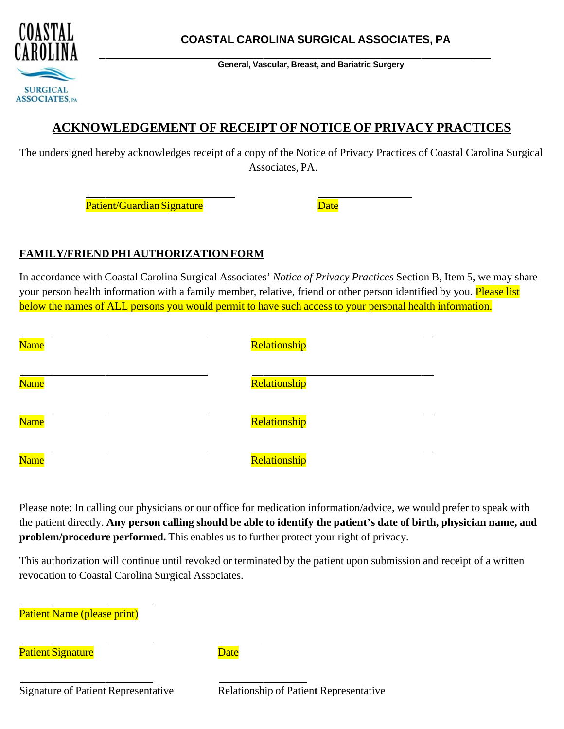COASTAL CAROLINA SURGICAL ASSOCIATES, PA

General, Vascular, Breast, and Bariatric Surgery

# ACKNOWLEDGEMENT OF RECEIPT OF NOTICE OF PRIVACY PRACTICES

The undersigned hereby acknowledges receipt of a copy of the Notice of Privacy Practices of Coastal Carolina Surgical Associates, PA.

_____________________________ Patient/Guardian Signature

_________________ Date

## FAMILY/FRIEND PHI AUTHORIZATION FORM

In accordance with Coastal Carolina Surgical Associates' *Notice of Privacy Practices* Section B, Item 5, we may share your person health information with a family member, relative, friend or other person identified by you. Please list below the names of ALL persons you would permit to have such access to your personal health information.

_________________________________ Name

_________________________________ Relationship

_________________________________ Name

_________________________________ Relationship

_________________________________ Name

_________________________________ Relationship

_________________________________ Name

_________________________________ Relationship

Please note: In calling our physicians or our office for medication information/advice, we would prefer to speak with the patient directly. **Any person calling should be able to identify the patient's date of birth, physician name, and problem/procedure performed.** This enables us to further protect your right of privacy.

This authorization will continue until revoked or terminated by the patient upon submission and receipt of a written revocation to Coastal Carolina Surgical Associates.

_________________________ Patient Name (please print)

_________________________ Patient Signature

________________ Date

_________________________ Signature of Patient Representative

________________ Relationship of Patient Representative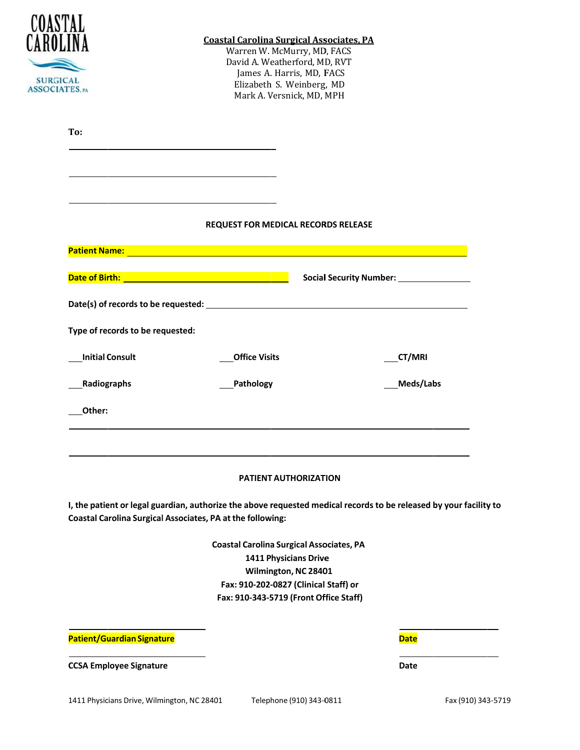COASTAL CAROLINA SURGICAL ASSOCIATES, PA

**Coastal Carolina Surgical Associates, PA**
Warren W. McMurry, MD, FACS
David A. Weatherford, MD, RVT
James A. Harris, MD, FACS
Elizabeth S. Weinberg, MD
Mark A. Versnick, MD, MPH

**To:**

\_\_\_\_\_\_\_\_\_\_\_\_\_\_\_\_\_\_\_\_\_\_\_\_\_\_\_\_\_\_\_\_\_\_\_\_\_\_\_\_

\_\_\_\_\_\_\_\_\_\_\_\_\_\_\_\_\_\_\_\_\_\_\_\_\_\_\_\_\_\_\_\_\_\_\_\_\_\_\_\_

\_\_\_\_\_\_\_\_\_\_\_\_\_\_\_\_\_\_\_\_\_\_\_\_\_\_\_\_\_\_\_\_\_\_\_\_\_\_\_\_

## REQUEST FOR MEDICAL RECORDS RELEASE

**Patient Name:** \_\_\_\_\_\_\_\_\_\_\_\_\_\_\_\_\_\_\_\_\_\_\_\_\_\_\_\_\_\_\_\_\_\_\_\_\_\_\_\_\_\_\_\_\_\_\_\_

**Date of Birth:** \_\_\_\_\_\_\_\_\_\_\_\_\_\_\_\_\_\_\_\_\_\_\_\_\_ **Social Security Number:** \_\_\_\_\_\_\_\_\_\_\_\_\_\_\_\_

**Date(s) of records to be requested:** \_\_\_\_\_\_\_\_\_\_\_\_\_\_\_\_\_\_\_\_\_\_\_\_\_\_\_\_\_\_\_\_\_\_\_\_\_\_\_\_

**Type of records to be requested:**

\_\_\_**Initial Consult** \_\_\_**Office Visits** \_\_\_**CT/MRI**

\_\_\_**Radiographs** \_\_\_**Pathology** \_\_\_**Meds/Labs**

\_\_\_**Other:**

\_\_\_\_\_\_\_\_\_\_\_\_\_\_\_\_\_\_\_\_\_\_\_\_\_\_\_\_\_\_\_\_\_\_\_\_\_\_\_\_\_\_\_\_\_\_\_\_\_\_\_\_\_\_\_\_\_\_\_\_

\_\_\_\_\_\_\_\_\_\_\_\_\_\_\_\_\_\_\_\_\_\_\_\_\_\_\_\_\_\_\_\_\_\_\_\_\_\_\_\_\_\_\_\_\_\_\_\_\_\_\_\_\_\_\_\_\_\_\_\_

## PATIENT AUTHORIZATION

**I, the patient or legal guardian, authorize the above requested medical records to be released by your facility to Coastal Carolina Surgical Associates, PA at the following:**

**Coastal Carolina Surgical Associates, PA**
**1411 Physicians Drive**
**Wilmington, NC 28401**
**Fax: 910-202-0827 (Clinical Staff) or**
**Fax: 910-343-5719 (Front Office Staff)**

\_\_\_\_\_\_\_\_\_\_\_\_\_\_\_\_\_\_\_\_\_\_\_\_\_\_\_\_ \_\_\_\_\_\_\_\_\_\_\_\_\_\_\_\_\_\_\_\_
**Patient/Guardian Signature** **Date**

\_\_\_\_\_\_\_\_\_\_\_\_\_\_\_\_\_\_\_\_\_\_\_\_\_\_\_\_ \_\_\_\_\_\_\_\_\_\_\_\_\_\_\_\_\_\_\_\_
**CCSA Employee Signature** **Date**

1411 Physicians Drive, Wilmington, NC 28401 Telephone (910) 343-0811 Fax (910) 343-5719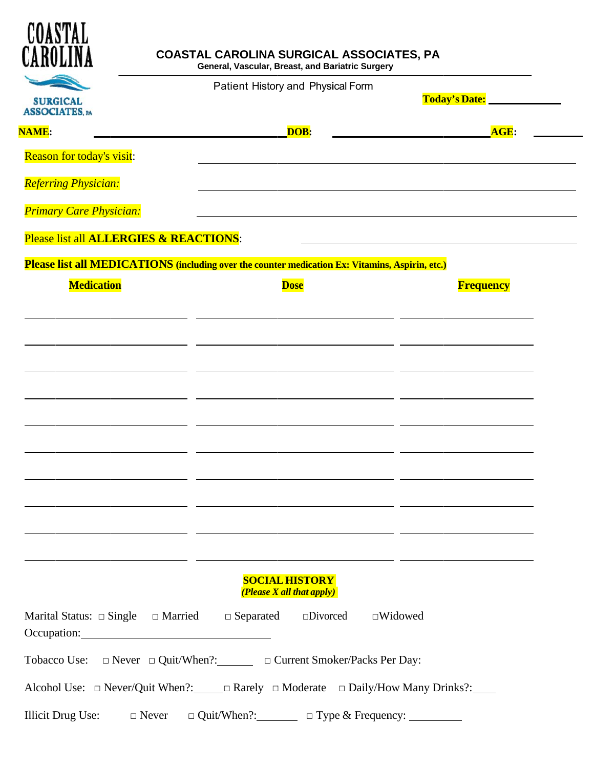COASTAL CAROLINA SURGICAL ASSOCIATES, PA

# COASTAL CAROLINA SURGICAL ASSOCIATES, PA

**General, Vascular, Breast, and Bariatric Surgery**

Patient History and Physical Form

**Today's Date:** ____________

**NAME:** ________________________________ **DOB:** ________________________ **AGE:** ________

Reason for today's visit: ____________________________________________

*Referring Physician:* ____________________________________________

*Primary Care Physician:* ____________________________________________

Please list all **ALLERGIES & REACTIONS**: ____________________________________________

**Please list all MEDICATIONS (including over the counter medication Ex: Vitamins, Aspirin, etc.)**

| Medication | Dose | Frequency |
|---|---|---|
| | | |
| | | |
| | | |
| | | |
| | | |
| | | |
| | | |
| | | |
| | | |
| | | |

## SOCIAL HISTORY

***(Please X all that apply)***

Marital Status: □ Single □ Married □ Separated □Divorced □Widowed

Occupation: ________________________________

Tobacco Use: □ Never □ Quit/When?:______ □ Current Smoker/Packs Per Day:

Alcohol Use: □ Never/Quit When?:______ □ Rarely □ Moderate □ Daily/How Many Drinks?:____

Illicit Drug Use: □ Never □ Quit/When?:_______ □ Type & Frequency: _________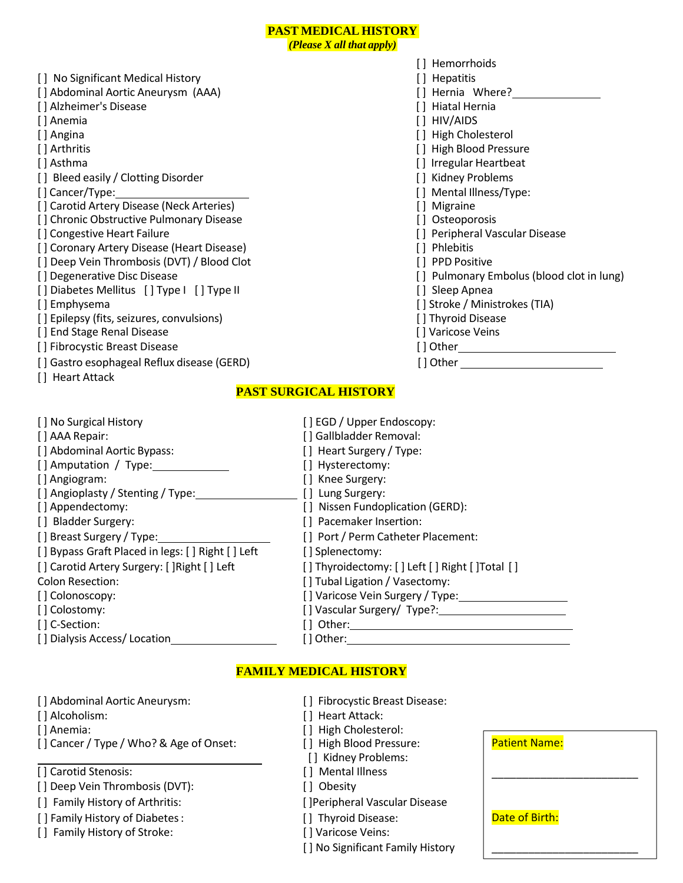## PAST MEDICAL HISTORY

*(Please X all that apply)*

[ ] No Significant Medical History
[ ] Abdominal Aortic Aneurysm (AAA)
[ ] Alzheimer's Disease
[ ] Anemia
[ ] Angina
[ ] Arthritis
[ ] Asthma
[ ] Bleed easily / Clotting Disorder
[ ] Cancer/Type:____________________
[ ] Carotid Artery Disease (Neck Arteries)
[ ] Chronic Obstructive Pulmonary Disease
[ ] Congestive Heart Failure
[ ] Coronary Artery Disease (Heart Disease)
[ ] Deep Vein Thrombosis (DVT) / Blood Clot
[ ] Degenerative Disc Disease
[ ] Diabetes Mellitus [ ] Type I [ ] Type II
[ ] Emphysema
[ ] Epilepsy (fits, seizures, convulsions)
[ ] End Stage Renal Disease
[ ] Fibrocystic Breast Disease
[ ] Gastro esophageal Reflux disease (GERD)
[ ] Heart Attack
[ ] Hemorrhoids
[ ] Hepatitis
[ ] Hernia Where?______________
[ ] Hiatal Hernia
[ ] HIV/AIDS
[ ] High Cholesterol
[ ] High Blood Pressure
[ ] Irregular Heartbeat
[ ] Kidney Problems
[ ] Mental Illness/Type:
[ ] Migraine
[ ] Osteoporosis
[ ] Peripheral Vascular Disease
[ ] Phlebitis
[ ] PPD Positive
[ ] Pulmonary Embolus (blood clot in lung)
[ ] Sleep Apnea
[ ] Stroke / Ministrokes (TIA)
[ ] Thyroid Disease
[ ] Varicose Veins
[ ] Other________________________
[ ] Other ______________________

## PAST SURGICAL HISTORY

[ ] No Surgical History
[ ] AAA Repair:
[ ] Abdominal Aortic Bypass:
[ ] Amputation / Type:____________
[ ] Angiogram:
[ ] Angioplasty / Stenting / Type:________________
[ ] Appendectomy:
[ ] Bladder Surgery:
[ ] Breast Surgery / Type:_________________
[ ] Bypass Graft Placed in legs: [ ] Right [ ] Left
[ ] Carotid Artery Surgery: [ ]Right [ ] Left
Colon Resection:
[ ] Colonoscopy:
[ ] Colostomy:
[ ] C-Section:
[ ] Dialysis Access/ Location________________
[ ] EGD / Upper Endoscopy:
[ ] Gallbladder Removal:
[ ] Heart Surgery / Type:
[ ] Hysterectomy:
[ ] Knee Surgery:
[ ] Lung Surgery:
[ ] Nissen Fundoplication (GERD):
[ ] Pacemaker Insertion:
[ ] Port / Perm Catheter Placement:
[ ] Splenectomy:
[ ] Thyroidectomy: [ ] Left [ ] Right [ ]Total [ ]
[ ] Tubal Ligation / Vasectomy:
[ ] Varicose Vein Surgery / Type:_________________
[ ] Vascular Surgery/ Type?:____________________
[ ] Other:__________________________________
[ ] Other:__________________________________

## FAMILY MEDICAL HISTORY

[ ] Abdominal Aortic Aneurysm:
[ ] Alcoholism:
[ ] Anemia:
[ ] Cancer / Type / Who? & Age of Onset:
____________________________________
[ ] Carotid Stenosis:
[ ] Deep Vein Thrombosis (DVT):
[ ] Family History of Arthritis:
[ ] Family History of Diabetes :
[ ] Family History of Stroke:
[ ] Fibrocystic Breast Disease:
[ ] Heart Attack:
[ ] High Cholesterol:
[ ] High Blood Pressure:
[ ] Kidney Problems:
[ ] Mental Illness
[ ] Obesity
[ ]Peripheral Vascular Disease
[ ] Thyroid Disease:
[ ] Varicose Veins:
[ ] No Significant Family History

Patient Name:

______________________

Date of Birth:

______________________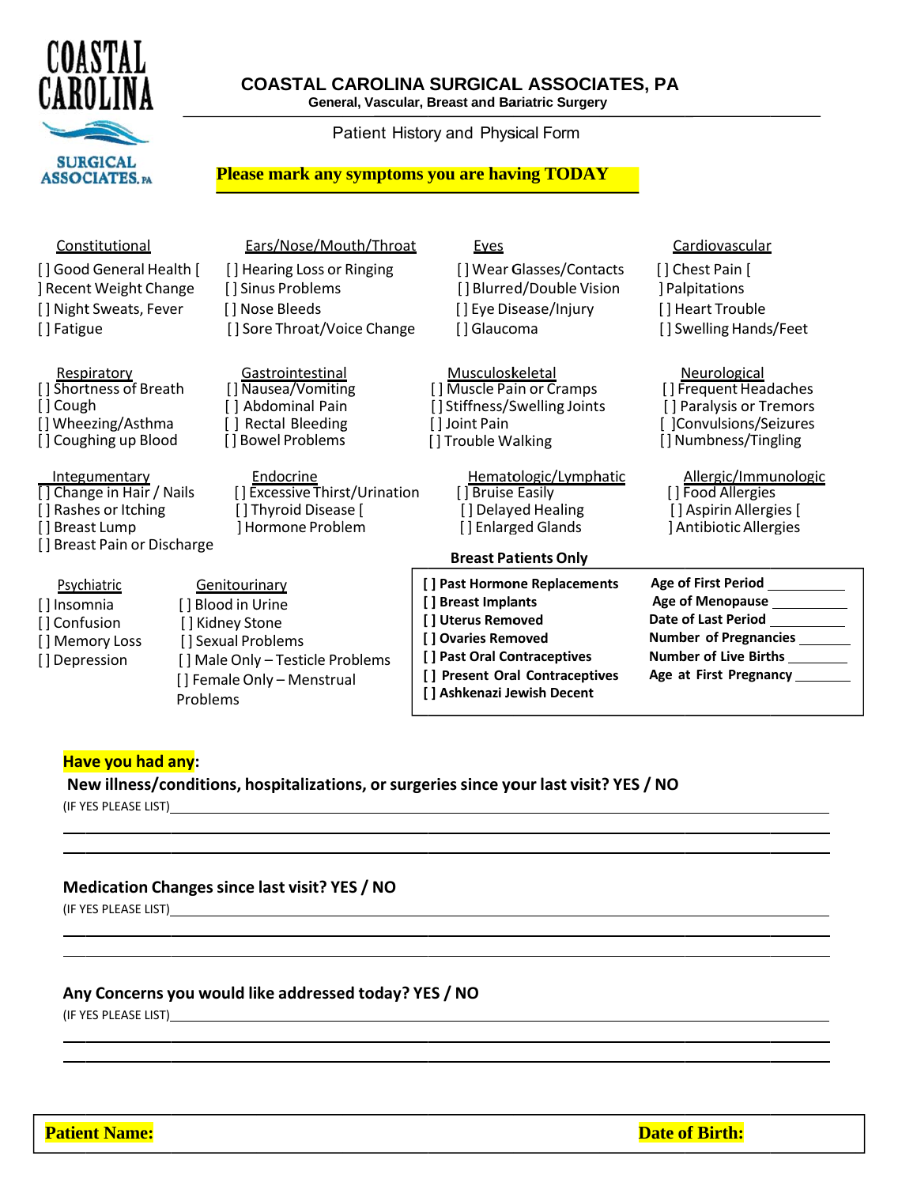COASTAL CAROLINA SURGICAL ASSOCIATES, PA

# COASTAL CAROLINA SURGICAL ASSOCIATES, PA

**General, Vascular, Breast and Bariatric Surgery**

Patient History and Physical Form

**Please mark any symptoms you are having TODAY**

**Constitutional**
- [ ] Good General Health
- [ ] Recent Weight Change
- [ ] Night Sweats, Fever
- [ ] Fatigue

**Ears/Nose/Mouth/Throat**
- [ ] Hearing Loss or Ringing
- [ ] Sinus Problems
- [ ] Nose Bleeds
- [ ] Sore Throat/Voice Change

**Eyes**
- [ ] Wear Glasses/Contacts
- [ ] Blurred/Double Vision
- [ ] Eye Disease/Injury
- [ ] Glaucoma

**Cardiovascular**
- [ ] Chest Pain
- [ ] Palpitations
- [ ] Heart Trouble
- [ ] Swelling Hands/Feet

**Respiratory**
- [ ] Shortness of Breath
- [ ] Cough
- [ ] Wheezing/Asthma
- [ ] Coughing up Blood

**Gastrointestinal**
- [ ] Nausea/Vomiting
- [ ] Abdominal Pain
- [ ] Rectal Bleeding
- [ ] Bowel Problems

**Musculoskeletal**
- [ ] Muscle Pain or Cramps
- [ ] Stiffness/Swelling Joints
- [ ] Joint Pain
- [ ] Trouble Walking

**Neurological**
- [ ] Frequent Headaches
- [ ] Paralysis or Tremors
- [ ] Convulsions/Seizures
- [ ] Numbness/Tingling

**Integumentary**
- [ ] Change in Hair / Nails
- [ ] Rashes or Itching
- [ ] Breast Lump
- [ ] Breast Pain or Discharge

**Endocrine**
- [ ] Excessive Thirst/Urination
- [ ] Thyroid Disease
- [ ] Hormone Problem

**Hematologic/Lymphatic**
- [ ] Bruise Easily
- [ ] Delayed Healing
- [ ] Enlarged Glands

**Allergic/Immunologic**
- [ ] Food Allergies
- [ ] Aspirin Allergies
- [ ] Antibiotic Allergies

**Psychiatric**
- [ ] Insomnia
- [ ] Confusion
- [ ] Memory Loss
- [ ] Depression

**Genitourinary**
- [ ] Blood in Urine
- [ ] Kidney Stone
- [ ] Sexual Problems
- [ ] Male Only – Testicle Problems
- [ ] Female Only – Menstrual Problems

**Breast Patients Only**

| | |
|---|---|
| **[ ] Past Hormone Replacements** | **Age of First Period** __________ |
| **[ ] Breast Implants** | **Age of Menopause** __________ |
| **[ ] Uterus Removed** | **Date of Last Period** __________ |
| **[ ] Ovaries Removed** | **Number of Pregnancies** _______ |
| **[ ] Past Oral Contraceptives** | **Number of Live Births** ________ |
| **[ ] Present Oral Contraceptives** | **Age at First Pregnancy** _______ |
| **[ ] Ashkenazi Jewish Decent** | |

**Have you had any:**

**New illness/conditions, hospitalizations, or surgeries since your last visit? YES / NO**

(IF YES PLEASE LIST)________________________________________________

**Medication Changes since last visit? YES / NO**

(IF YES PLEASE LIST)________________________________________________

**Any Concerns you would like addressed today? YES / NO**

(IF YES PLEASE LIST)________________________________________________

**Patient Name:** **Date of Birth:**